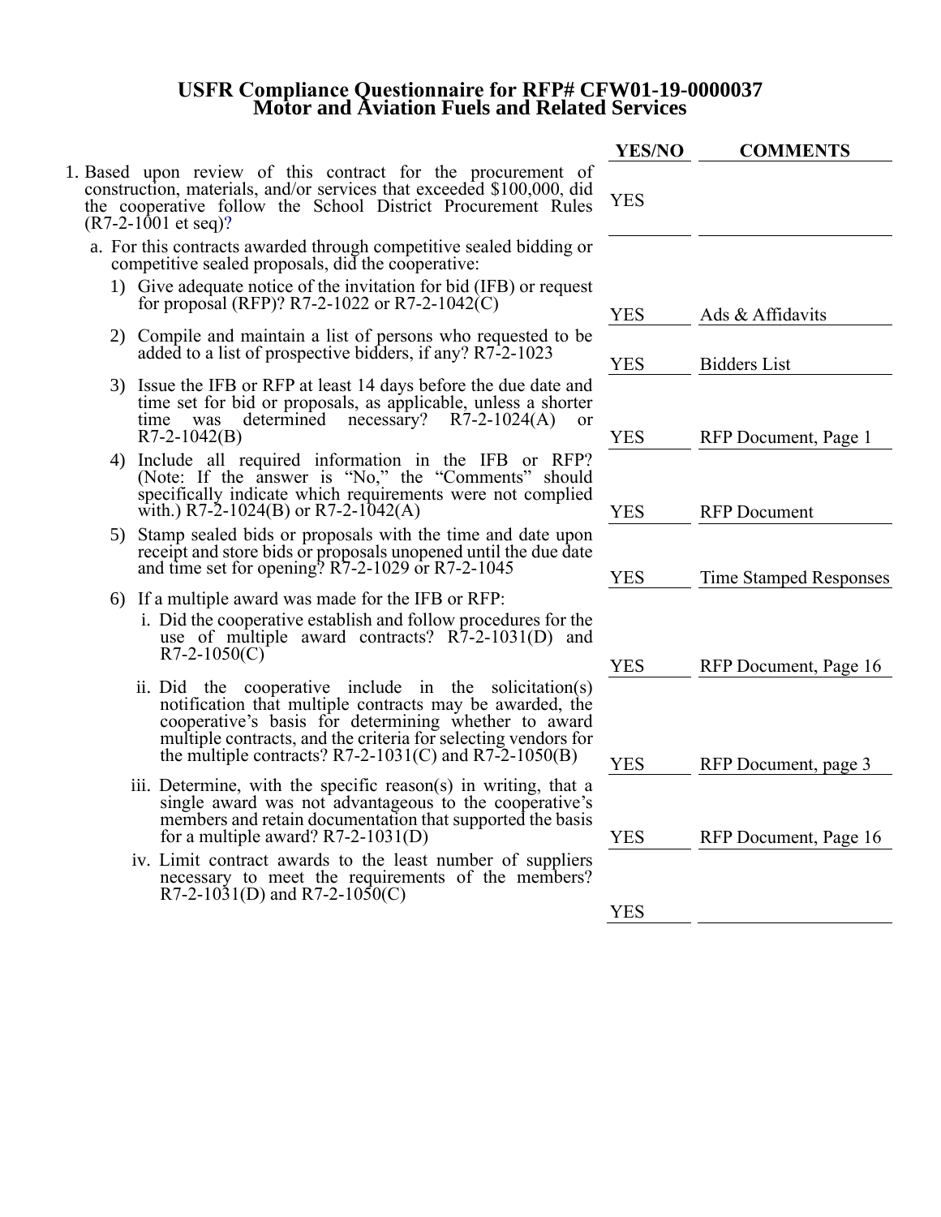# USFR Compliance Questionnaire for RFP# CFW01-19-0000037
## Motor and Aviation Fuels and Related Services

| | YES/NO | COMMENTS |
|---|---|---|
| 1. Based upon review of this contract for the procurement of construction, materials, and/or services that exceeded $100,000, did the cooperative follow the School District Procurement Rules (R7-2-1001 et seq)? | YES | |
| a. For this contracts awarded through competitive sealed bidding or competitive sealed proposals, did the cooperative: | | |
| 1) Give adequate notice of the invitation for bid (IFB) or request for proposal (RFP)? R7-2-1022 or R7-2-1042(C) | YES | Ads & Affidavits |
| 2) Compile and maintain a list of persons who requested to be added to a list of prospective bidders, if any? R7-2-1023 | YES | Bidders List |
| 3) Issue the IFB or RFP at least 14 days before the due date and time set for bid or proposals, as applicable, unless a shorter time was determined necessary? R7-2-1024(A) or R7-2-1042(B) | YES | RFP Document, Page 1 |
| 4) Include all required information in the IFB or RFP? (Note: If the answer is "No," the "Comments" should specifically indicate which requirements were not complied with.) R7-2-1024(B) or R7-2-1042(A) | YES | RFP Document |
| 5) Stamp sealed bids or proposals with the time and date upon receipt and store bids or proposals unopened until the due date and time set for opening? R7-2-1029 or R7-2-1045 | YES | Time Stamped Responses |
| 6) If a multiple award was made for the IFB or RFP: | | |
| i. Did the cooperative establish and follow procedures for the use of multiple award contracts? R7-2-1031(D) and R7-2-1050(C) | YES | RFP Document, Page 16 |
| ii. Did the cooperative include in the solicitation(s) notification that multiple contracts may be awarded, the cooperative's basis for determining whether to award multiple contracts, and the criteria for selecting vendors for the multiple contracts? R7-2-1031(C) and R7-2-1050(B) | YES | RFP Document, page 3 |
| iii. Determine, with the specific reason(s) in writing, that a single award was not advantageous to the cooperative's members and retain documentation that supported the basis for a multiple award? R7-2-1031(D) | YES | RFP Document, Page 16 |
| iv. Limit contract awards to the least number of suppliers necessary to meet the requirements of the members? R7-2-1031(D) and R7-2-1050(C) | YES | |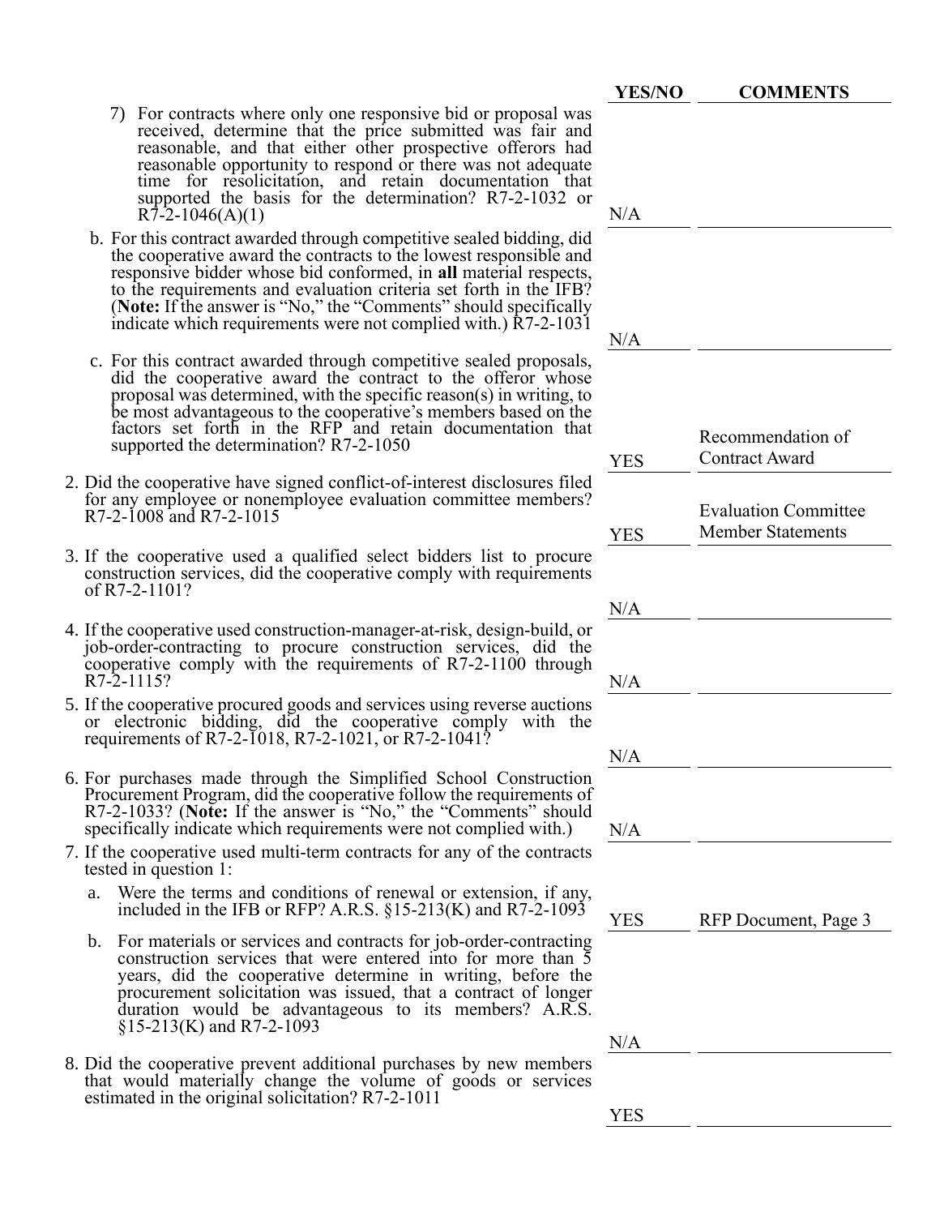| | YES/NO | COMMENTS |
|---|---|---|
| 7) For contracts where only one responsive bid or proposal was received, determine that the price submitted was fair and reasonable, and that either other prospective offerors had reasonable opportunity to respond or there was not adequate time for resolicitation, and retain documentation that supported the basis for the determination? R7-2-1032 or R7-2-1046(A)(1) | N/A | |
| b. For this contract awarded through competitive sealed bidding, did the cooperative award the contracts to the lowest responsible and responsive bidder whose bid conformed, in **all** material respects, to the requirements and evaluation criteria set forth in the IFB? (**Note:** If the answer is "No," the "Comments" should specifically indicate which requirements were not complied with.) R7-2-1031 | N/A | |
| c. For this contract awarded through competitive sealed proposals, did the cooperative award the contract to the offeror whose proposal was determined, with the specific reason(s) in writing, to be most advantageous to the cooperative's members based on the factors set forth in the RFP and retain documentation that supported the determination? R7-2-1050 | YES | Recommendation of Contract Award |
| 2. Did the cooperative have signed conflict-of-interest disclosures filed for any employee or nonemployee evaluation committee members? R7-2-1008 and R7-2-1015 | YES | Evaluation Committee Member Statements |
| 3. If the cooperative used a qualified select bidders list to procure construction services, did the cooperative comply with requirements of R7-2-1101? | N/A | |
| 4. If the cooperative used construction-manager-at-risk, design-build, or job-order-contracting to procure construction services, did the cooperative comply with the requirements of R7-2-1100 through R7-2-1115? | N/A | |
| 5. If the cooperative procured goods and services using reverse auctions or electronic bidding, did the cooperative comply with the requirements of R7-2-1018, R7-2-1021, or R7-2-1041? | N/A | |
| 6. For purchases made through the Simplified School Construction Procurement Program, did the cooperative follow the requirements of R7-2-1033? (**Note:** If the answer is "No," the "Comments" should specifically indicate which requirements were not complied with.) | N/A | |
| 7. If the cooperative used multi-term contracts for any of the contracts tested in question 1: | | |
| a. Were the terms and conditions of renewal or extension, if any, included in the IFB or RFP? A.R.S. §15-213(K) and R7-2-1093 | YES | RFP Document, Page 3 |
| b. For materials or services and contracts for job-order-contracting construction services that were entered into for more than 5 years, did the cooperative determine in writing, before the procurement solicitation was issued, that a contract of longer duration would be advantageous to its members? A.R.S. §15-213(K) and R7-2-1093 | N/A | |
| 8. Did the cooperative prevent additional purchases by new members that would materially change the volume of goods or services estimated in the original solicitation? R7-2-1011 | YES | |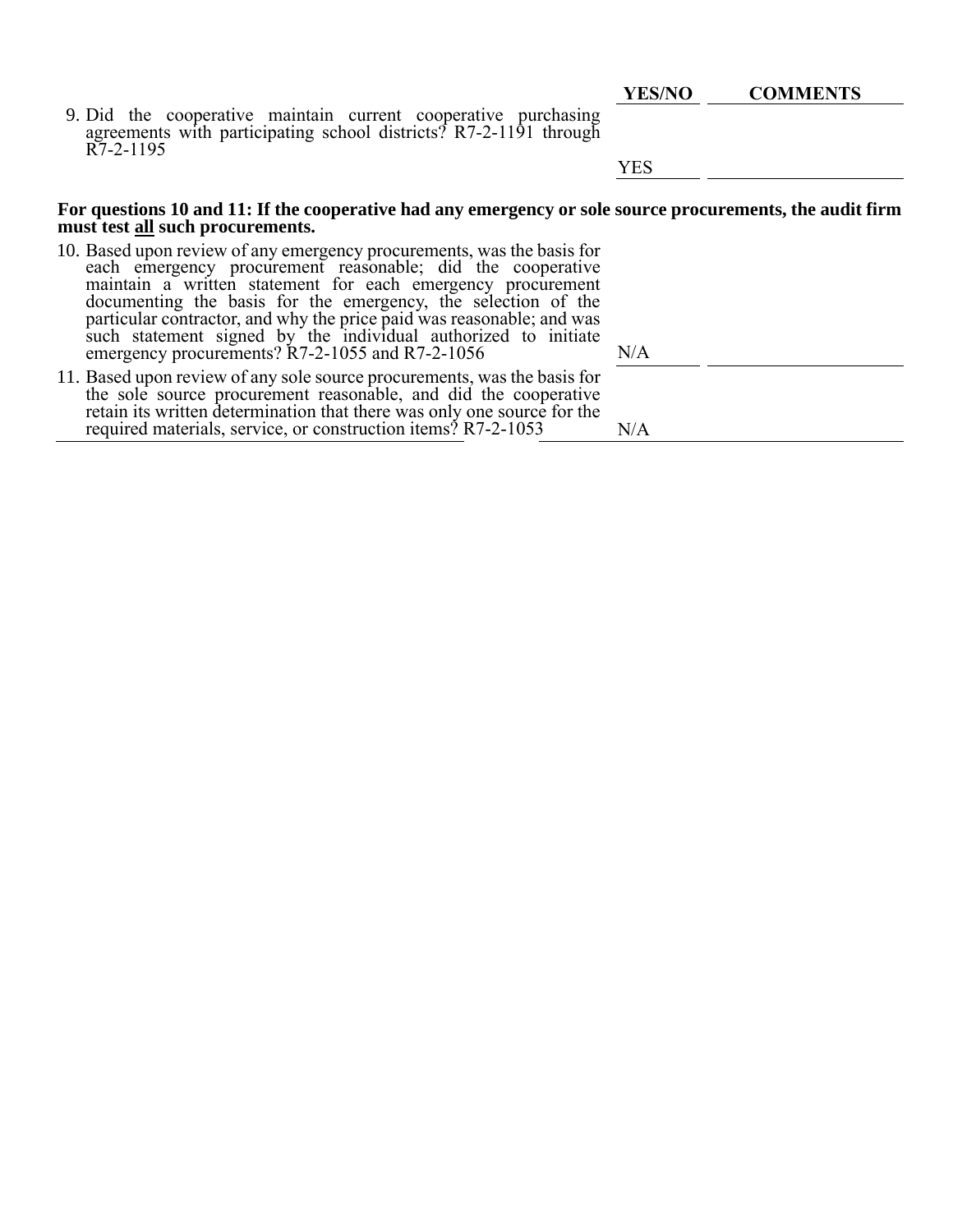| | YES/NO | COMMENTS |
| --- | --- | --- |
| 9. Did the cooperative maintain current cooperative purchasing agreements with participating school districts? R7-2-1191 through R7-2-1195 | YES | |

**For questions 10 and 11: If the cooperative had any emergency or sole source procurements, the audit firm must test all such procurements.**

| | YES/NO | COMMENTS |
| --- | --- | --- |
| 10. Based upon review of any emergency procurements, was the basis for each emergency procurement reasonable; did the cooperative maintain a written statement for each emergency procurement documenting the basis for the emergency, the selection of the particular contractor, and why the price paid was reasonable; and was such statement signed by the individual authorized to initiate emergency procurements? R7-2-1055 and R7-2-1056 | N/A | |
| 11. Based upon review of any sole source procurements, was the basis for the sole source procurement reasonable, and did the cooperative retain its written determination that there was only one source for the required materials, service, or construction items? R7-2-1053 | N/A | |